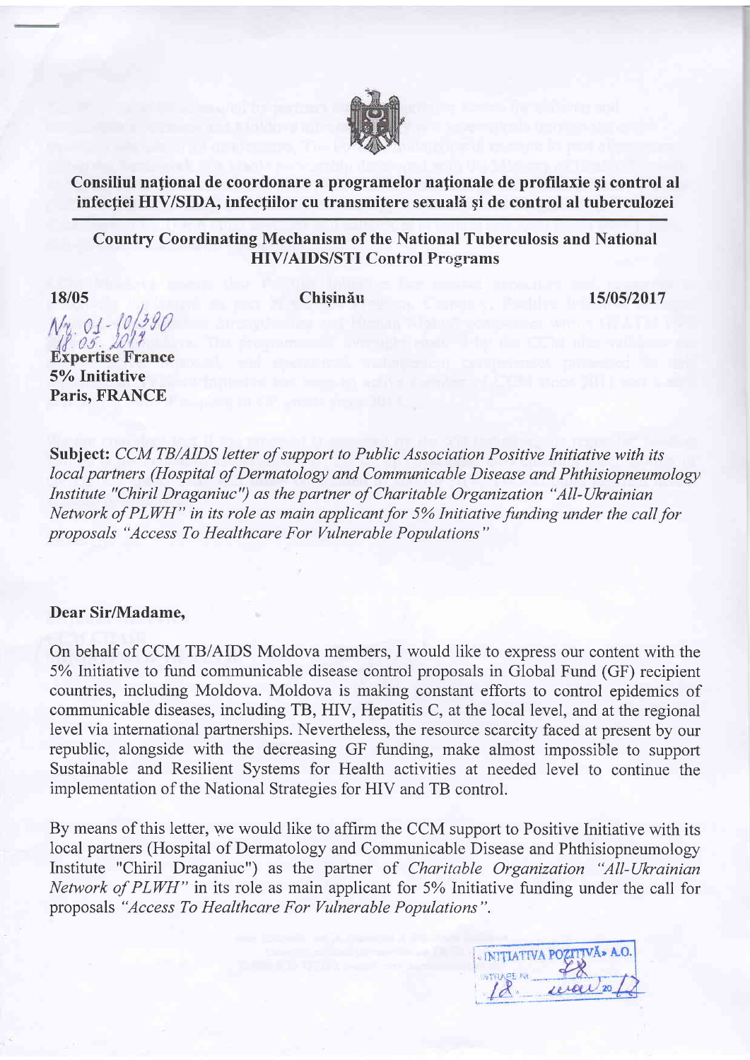**Consiliul național de coordonare a programelor naționale de profilaxie și control al infecției HIV/SIDA, infecțiilor cu transmitere sexuală și de control al tuberculozei**

**Country Coordinating Mechanism of the National Tuberculosis and National HIV/AIDS/STI Control Programs**

**18/05** **Chișinău** **15/05/2017**

Nr. 01-10/390
18.05.2017

**Expertise France**
**5% Initiative**
**Paris, FRANCE**

**Subject:** *CCM TB/AIDS letter of support to Public Association Positive Initiative with its local partners (Hospital of Dermatology and Communicable Disease and Phthisiopneumology Institute "Chiril Draganiuc") as the partner of Charitable Organization "All-Ukrainian Network of PLWH" in its role as main applicant for 5% Initiative funding under the call for proposals "Access To Healthcare For Vulnerable Populations"*

**Dear Sir/Madame,**

On behalf of CCM TB/AIDS Moldova members, I would like to express our content with the 5% Initiative to fund communicable disease control proposals in Global Fund (GF) recipient countries, including Moldova. Moldova is making constant efforts to control epidemics of communicable diseases, including TB, HIV, Hepatitis C, at the local level, and at the regional level via international partnerships. Nevertheless, the resource scarcity faced at present by our republic, alongside with the decreasing GF funding, make almost impossible to support Sustainable and Resilient Systems for Health activities at needed level to continue the implementation of the National Strategies for HIV and TB control.

By means of this letter, we would like to affirm the CCM support to Positive Initiative with its local partners (Hospital of Dermatology and Communicable Disease and Phthisiopneumology Institute "Chiril Draganiuc") as the partner of *Charitable Organization "All-Ukrainian Network of PLWH"* in its role as main applicant for 5% Initiative funding under the call for proposals *"Access To Healthcare For Vulnerable Populations"*.

«INIȚIATIVA POZITIVĂ» A.O.
INTRARE Nr. 48
18. mai 2017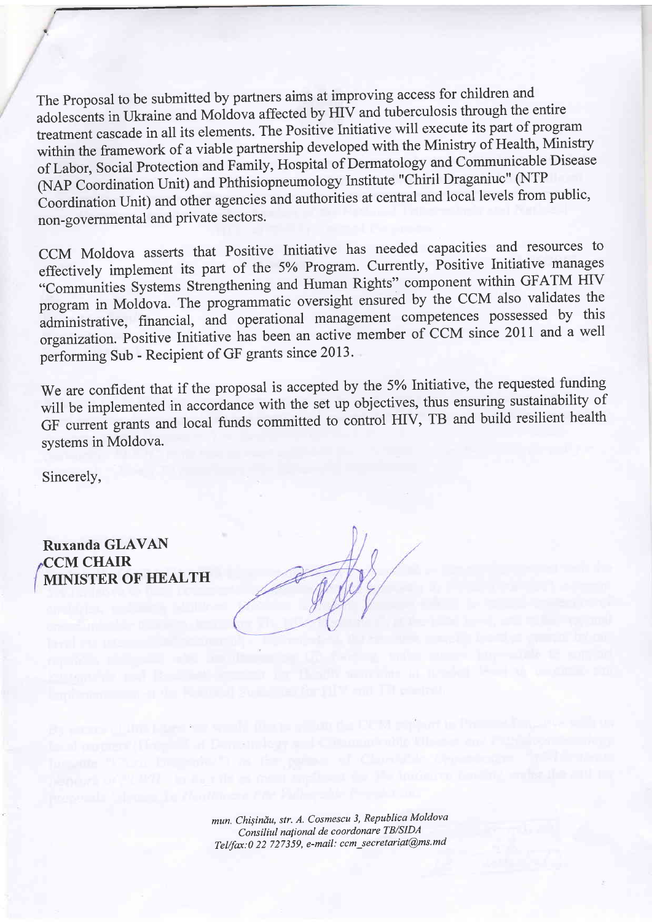The Proposal to be submitted by partners aims at improving access for children and adolescents in Ukraine and Moldova affected by HIV and tuberculosis through the entire treatment cascade in all its elements. The Positive Initiative will execute its part of program within the framework of a viable partnership developed with the Ministry of Health, Ministry of Labor, Social Protection and Family, Hospital of Dermatology and Communicable Disease (NAP Coordination Unit) and Phthisiopneumology Institute "Chiril Draganiuc" (NTP Coordination Unit) and other agencies and authorities at central and local levels from public, non-governmental and private sectors.

CCM Moldova asserts that Positive Initiative has needed capacities and resources to effectively implement its part of the 5% Program. Currently, Positive Initiative manages "Communities Systems Strengthening and Human Rights" component within GFATM HIV program in Moldova. The programmatic oversight ensured by the CCM also validates the administrative, financial, and operational management competences possessed by this organization. Positive Initiative has been an active member of CCM since 2011 and a well performing Sub - Recipient of GF grants since 2013.

We are confident that if the proposal is accepted by the 5% Initiative, the requested funding will be implemented in accordance with the set up objectives, thus ensuring sustainability of GF current grants and local funds committed to control HIV, TB and build resilient health systems in Moldova.

Sincerely,

**Ruxanda GLAVAN**
**CCM CHAIR**
**MINISTER OF HEALTH**

*mun. Chişinău, str. A. Cosmescu 3, Republica Moldova*
*Consiliul naţional de coordonare TB/SIDA*
*Tel/fax:0 22 727359, e-mail: ccm_secretariat@ms.md*